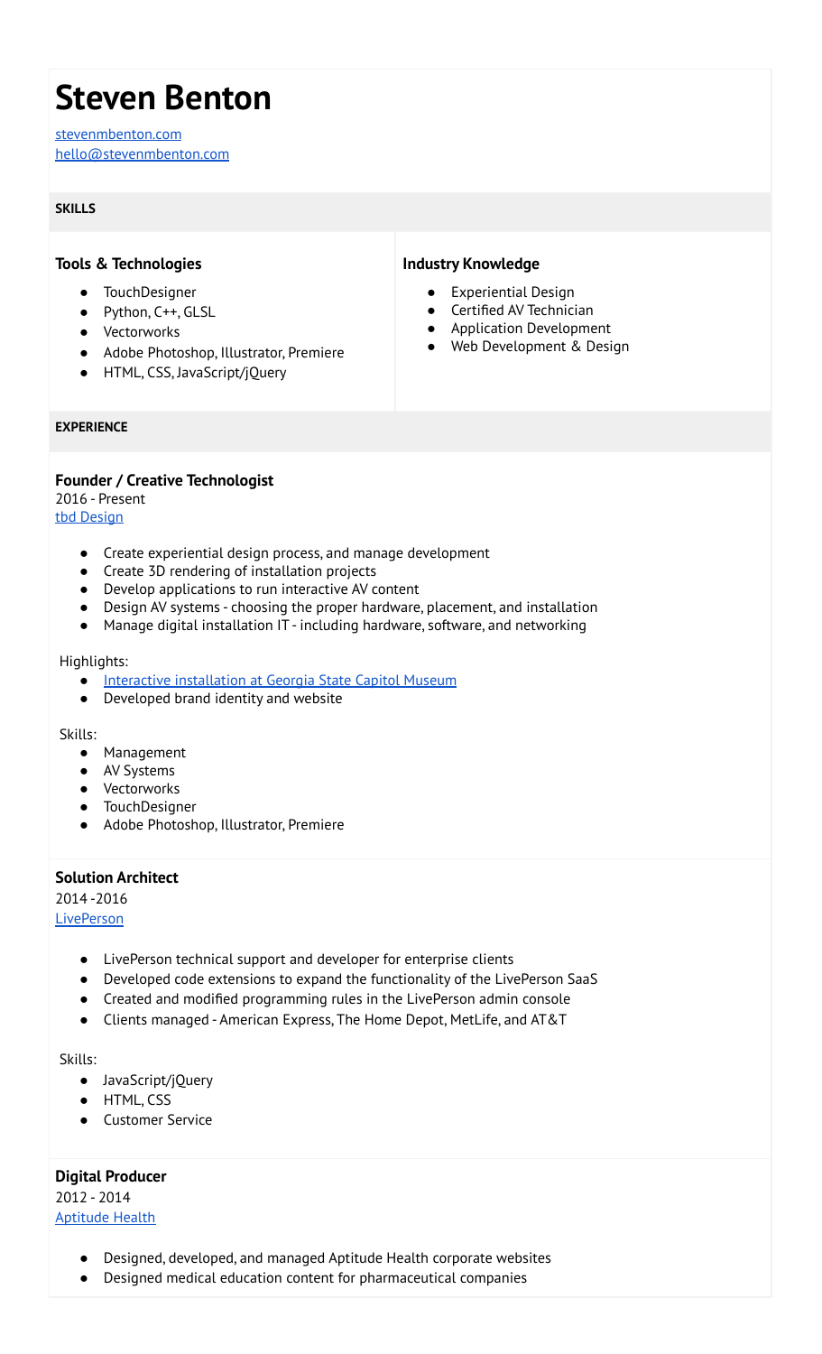# Steven Benton

[stevenmbenton.com](stevenmbenton.com)
[hello@stevenmbenton.com](mailto:hello@stevenmbenton.com)

## SKILLS

### Tools & Technologies

- TouchDesigner
- Python, C++, GLSL
- Vectorworks
- Adobe Photoshop, Illustrator, Premiere
- HTML, CSS, JavaScript/jQuery

### Industry Knowledge

- Experiential Design
- Certified AV Technician
- Application Development
- Web Development & Design

## EXPERIENCE

### Founder / Creative Technologist

2016 - Present
[tbd Design]()

- Create experiential design process, and manage development
- Create 3D rendering of installation projects
- Develop applications to run interactive AV content
- Design AV systems - choosing the proper hardware, placement, and installation
- Manage digital installation IT - including hardware, software, and networking

Highlights:

- [Interactive installation at Georgia State Capitol Museum]()
- Developed brand identity and website

Skills:

- Management
- AV Systems
- Vectorworks
- TouchDesigner
- Adobe Photoshop, Illustrator, Premiere

### Solution Architect

2014 -2016
[LivePerson]()

- LivePerson technical support and developer for enterprise clients
- Developed code extensions to expand the functionality of the LivePerson SaaS
- Created and modified programming rules in the LivePerson admin console
- Clients managed - American Express, The Home Depot, MetLife, and AT&T

Skills:

- JavaScript/jQuery
- HTML, CSS
- Customer Service

### Digital Producer

2012 - 2014
[Aptitude Health]()

- Designed, developed, and managed Aptitude Health corporate websites
- Designed medical education content for pharmaceutical companies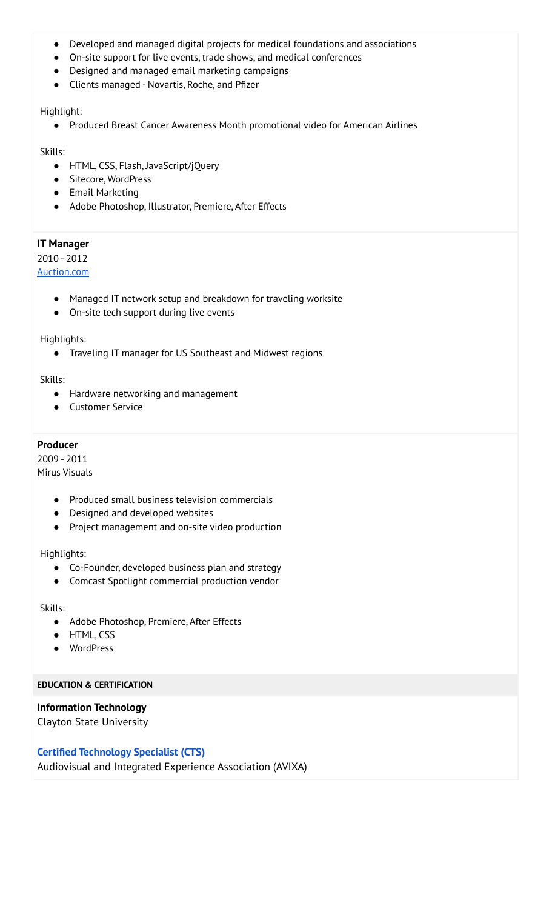- Developed and managed digital projects for medical foundations and associations
- On-site support for live events, trade shows, and medical conferences
- Designed and managed email marketing campaigns
- Clients managed - Novartis, Roche, and Pfizer

Highlight:

- Produced Breast Cancer Awareness Month promotional video for American Airlines

Skills:

- HTML, CSS, Flash, JavaScript/jQuery
- Sitecore, WordPress
- Email Marketing
- Adobe Photoshop, Illustrator, Premiere, After Effects

**IT Manager**
2010 - 2012
Auction.com

- Managed IT network setup and breakdown for traveling worksite
- On-site tech support during live events

Highlights:

- Traveling IT manager for US Southeast and Midwest regions

Skills:

- Hardware networking and management
- Customer Service

**Producer**
2009 - 2011
Mirus Visuals

- Produced small business television commercials
- Designed and developed websites
- Project management and on-site video production

Highlights:

- Co-Founder, developed business plan and strategy
- Comcast Spotlight commercial production vendor

Skills:

- Adobe Photoshop, Premiere, After Effects
- HTML, CSS
- WordPress

## EDUCATION & CERTIFICATION

**Information Technology**
Clayton State University

**Certified Technology Specialist (CTS)**
Audiovisual and Integrated Experience Association (AVIXA)